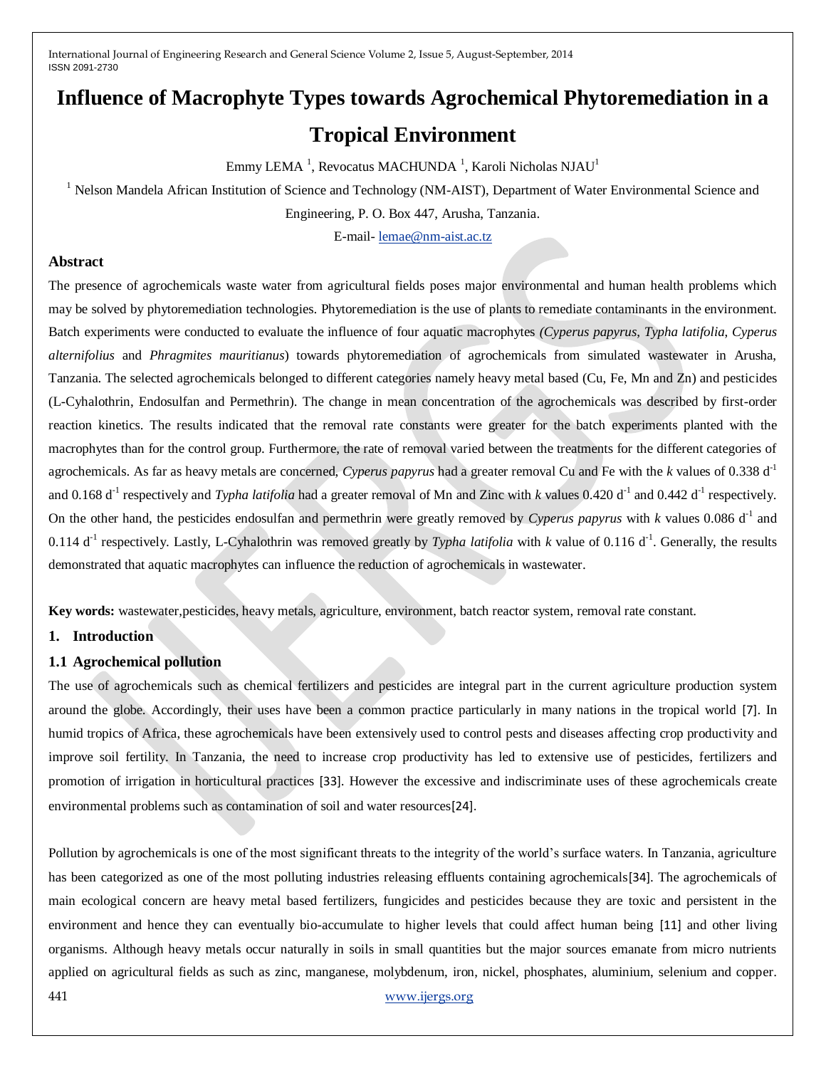# Influence of Macrophyte Types towards Agrochemical Phytoremediation in a Tropical Environment

Emmy LEMA [1], Revocatus MACHUNDA [1], Karoli Nicholas NJAU[1]

[1] Nelson Mandela African Institution of Science and Technology (NM-AIST), Department of Water Environmental Science and Engineering, P. O. Box 447, Arusha, Tanzania.

E-mail- lemae@nm-aist.ac.tz

## Abstract

The presence of agrochemicals waste water from agricultural fields poses major environmental and human health problems which may be solved by phytoremediation technologies. Phytoremediation is the use of plants to remediate contaminants in the environment. Batch experiments were conducted to evaluate the influence of four aquatic macrophytes *(Cyperus papyrus, Typha latifolia, Cyperus alternifolius* and *Phragmites mauritianus*) towards phytoremediation of agrochemicals from simulated wastewater in Arusha, Tanzania. The selected agrochemicals belonged to different categories namely heavy metal based (Cu, Fe, Mn and Zn) and pesticides (L-Cyhalothrin, Endosulfan and Permethrin). The change in mean concentration of the agrochemicals was described by first-order reaction kinetics. The results indicated that the removal rate constants were greater for the batch experiments planted with the macrophytes than for the control group. Furthermore, the rate of removal varied between the treatments for the different categories of agrochemicals. As far as heavy metals are concerned, *Cyperus papyrus* had a greater removal Cu and Fe with the *k* values of 0.338 $d^{-1}$ and 0.168 $d^{-1}$ respectively and *Typha latifolia* had a greater removal of Mn and Zinc with *k* values 0.420 $d^{-1}$ and 0.442 $d^{-1}$ respectively. On the other hand, the pesticides endosulfan and permethrin were greatly removed by *Cyperus papyrus* with *k* values 0.086 $d^{-1}$ and 0.114 $d^{-1}$ respectively. Lastly, L-Cyhalothrin was removed greatly by *Typha latifolia* with *k* value of 0.116 $d^{-1}$. Generally, the results demonstrated that aquatic macrophytes can influence the reduction of agrochemicals in wastewater.

**Key words:** wastewater,pesticides, heavy metals, agriculture, environment, batch reactor system, removal rate constant.

## 1. Introduction

### 1.1 Agrochemical pollution

The use of agrochemicals such as chemical fertilizers and pesticides are integral part in the current agriculture production system around the globe. Accordingly, their uses have been a common practice particularly in many nations in the tropical world [7]. In humid tropics of Africa, these agrochemicals have been extensively used to control pests and diseases affecting crop productivity and improve soil fertility. In Tanzania, the need to increase crop productivity has led to extensive use of pesticides, fertilizers and promotion of irrigation in horticultural practices [33]. However the excessive and indiscriminate uses of these agrochemicals create environmental problems such as contamination of soil and water resources[24].

Pollution by agrochemicals is one of the most significant threats to the integrity of the world's surface waters. In Tanzania, agriculture has been categorized as one of the most polluting industries releasing effluents containing agrochemicals[34]. The agrochemicals of main ecological concern are heavy metal based fertilizers, fungicides and pesticides because they are toxic and persistent in the environment and hence they can eventually bio-accumulate to higher levels that could affect human being [11] and other living organisms. Although heavy metals occur naturally in soils in small quantities but the major sources emanate from micro nutrients applied on agricultural fields as such as zinc, manganese, molybdenum, iron, nickel, phosphates, aluminium, selenium and copper.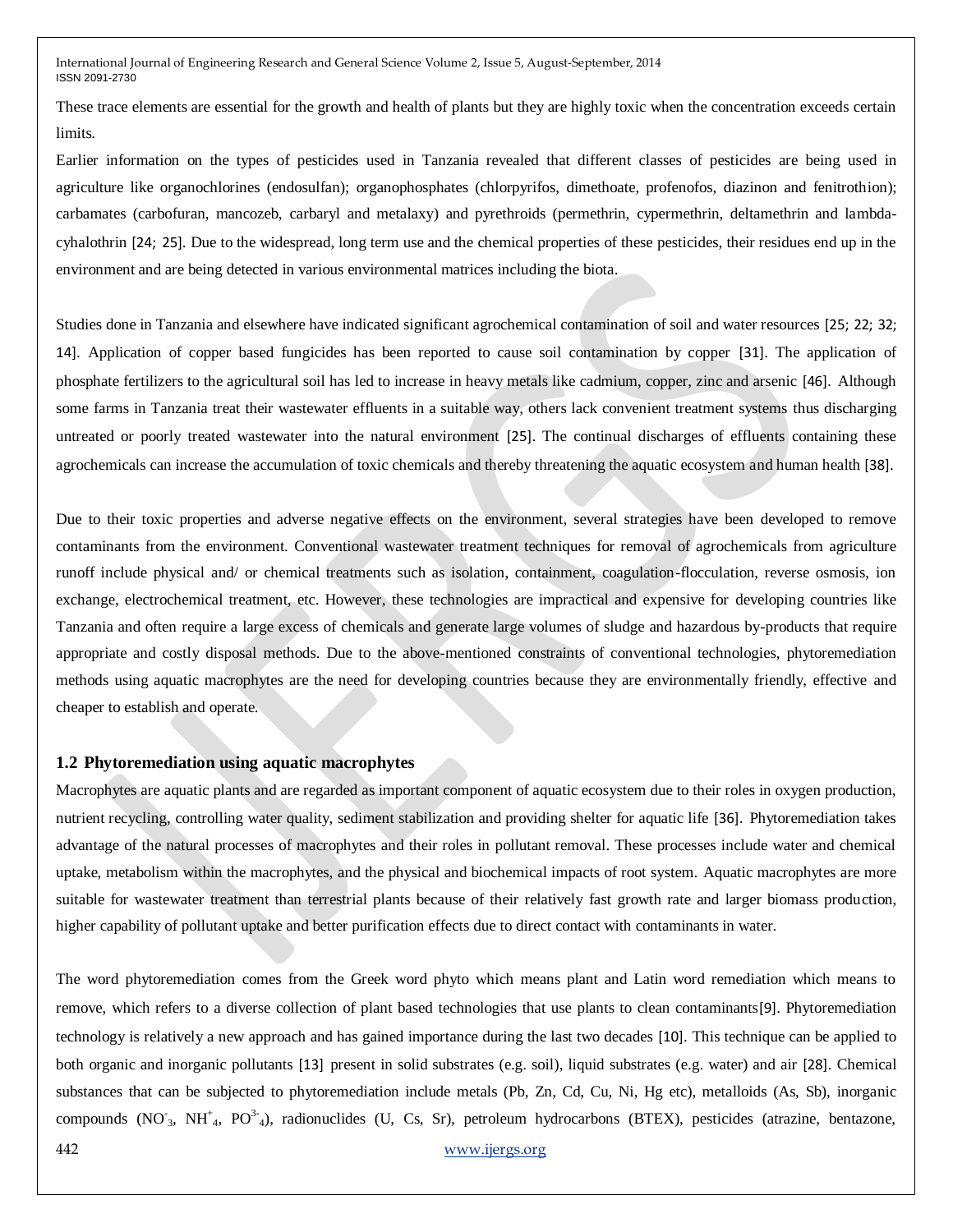These trace elements are essential for the growth and health of plants but they are highly toxic when the concentration exceeds certain limits.

Earlier information on the types of pesticides used in Tanzania revealed that different classes of pesticides are being used in agriculture like organochlorines (endosulfan); organophosphates (chlorpyrifos, dimethoate, profenofos, diazinon and fenitrothion); carbamates (carbofuran, mancozeb, carbaryl and metalaxy) and pyrethroids (permethrin, cypermethrin, deltamethrin and lambda-cyhalothrin [24; 25]. Due to the widespread, long term use and the chemical properties of these pesticides, their residues end up in the environment and are being detected in various environmental matrices including the biota.

Studies done in Tanzania and elsewhere have indicated significant agrochemical contamination of soil and water resources [25; 22; 32; 14]. Application of copper based fungicides has been reported to cause soil contamination by copper [31]. The application of phosphate fertilizers to the agricultural soil has led to increase in heavy metals like cadmium, copper, zinc and arsenic [46]. Although some farms in Tanzania treat their wastewater effluents in a suitable way, others lack convenient treatment systems thus discharging untreated or poorly treated wastewater into the natural environment [25]. The continual discharges of effluents containing these agrochemicals can increase the accumulation of toxic chemicals and thereby threatening the aquatic ecosystem and human health [38].

Due to their toxic properties and adverse negative effects on the environment, several strategies have been developed to remove contaminants from the environment. Conventional wastewater treatment techniques for removal of agrochemicals from agriculture runoff include physical and/ or chemical treatments such as isolation, containment, coagulation-flocculation, reverse osmosis, ion exchange, electrochemical treatment, etc. However, these technologies are impractical and expensive for developing countries like Tanzania and often require a large excess of chemicals and generate large volumes of sludge and hazardous by-products that require appropriate and costly disposal methods. Due to the above-mentioned constraints of conventional technologies, phytoremediation methods using aquatic macrophytes are the need for developing countries because they are environmentally friendly, effective and cheaper to establish and operate.

### 1.2 Phytoremediation using aquatic macrophytes

Macrophytes are aquatic plants and are regarded as important component of aquatic ecosystem due to their roles in oxygen production, nutrient recycling, controlling water quality, sediment stabilization and providing shelter for aquatic life [36]. Phytoremediation takes advantage of the natural processes of macrophytes and their roles in pollutant removal. These processes include water and chemical uptake, metabolism within the macrophytes, and the physical and biochemical impacts of root system. Aquatic macrophytes are more suitable for wastewater treatment than terrestrial plants because of their relatively fast growth rate and larger biomass production, higher capability of pollutant uptake and better purification effects due to direct contact with contaminants in water.

The word phytoremediation comes from the Greek word phyto which means plant and Latin word remediation which means to remove, which refers to a diverse collection of plant based technologies that use plants to clean contaminants[9]. Phytoremediation technology is relatively a new approach and has gained importance during the last two decades [10]. This technique can be applied to both organic and inorganic pollutants [13] present in solid substrates (e.g. soil), liquid substrates (e.g. water) and air [28]. Chemical substances that can be subjected to phytoremediation include metals (Pb, Zn, Cd, Cu, Ni, Hg etc), metalloids (As, Sb), inorganic compounds ($NO_3^-$, $NH_4^+$, $PO_4^{3-}$), radionuclides (U, Cs, Sr), petroleum hydrocarbons (BTEX), pesticides (atrazine, bentazone,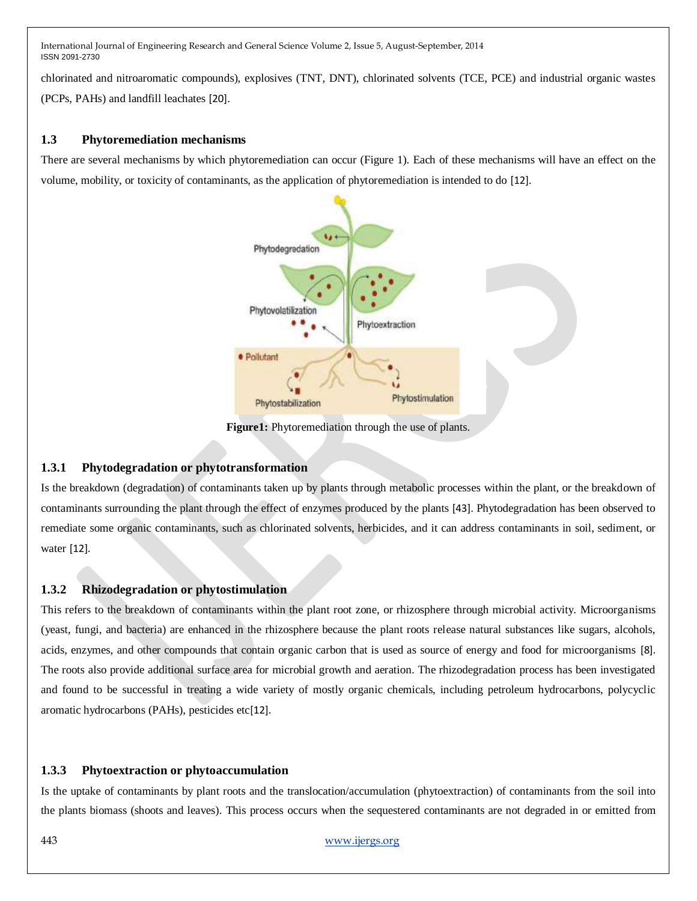chlorinated and nitroaromatic compounds), explosives (TNT, DNT), chlorinated solvents (TCE, PCE) and industrial organic wastes (PCPs, PAHs) and landfill leachates [20].

### 1.3 Phytoremediation mechanisms

There are several mechanisms by which phytoremediation can occur (Figure 1). Each of these mechanisms will have an effect on the volume, mobility, or toxicity of contaminants, as the application of phytoremediation is intended to do [12].

**Figure1:** Phytoremediation through the use of plants.

#### 1.3.1 Phytodegradation or phytotransformation

Is the breakdown (degradation) of contaminants taken up by plants through metabolic processes within the plant, or the breakdown of contaminants surrounding the plant through the effect of enzymes produced by the plants [43]. Phytodegradation has been observed to remediate some organic contaminants, such as chlorinated solvents, herbicides, and it can address contaminants in soil, sediment, or water [12].

#### 1.3.2 Rhizodegradation or phytostimulation

This refers to the breakdown of contaminants within the plant root zone, or rhizosphere through microbial activity. Microorganisms (yeast, fungi, and bacteria) are enhanced in the rhizosphere because the plant roots release natural substances like sugars, alcohols, acids, enzymes, and other compounds that contain organic carbon that is used as source of energy and food for microorganisms [8]. The roots also provide additional surface area for microbial growth and aeration. The rhizodegradation process has been investigated and found to be successful in treating a wide variety of mostly organic chemicals, including petroleum hydrocarbons, polycyclic aromatic hydrocarbons (PAHs), pesticides etc[12].

#### 1.3.3 Phytoextraction or phytoaccumulation

Is the uptake of contaminants by plant roots and the translocation/accumulation (phytoextraction) of contaminants from the soil into the plants biomass (shoots and leaves). This process occurs when the sequestered contaminants are not degraded in or emitted from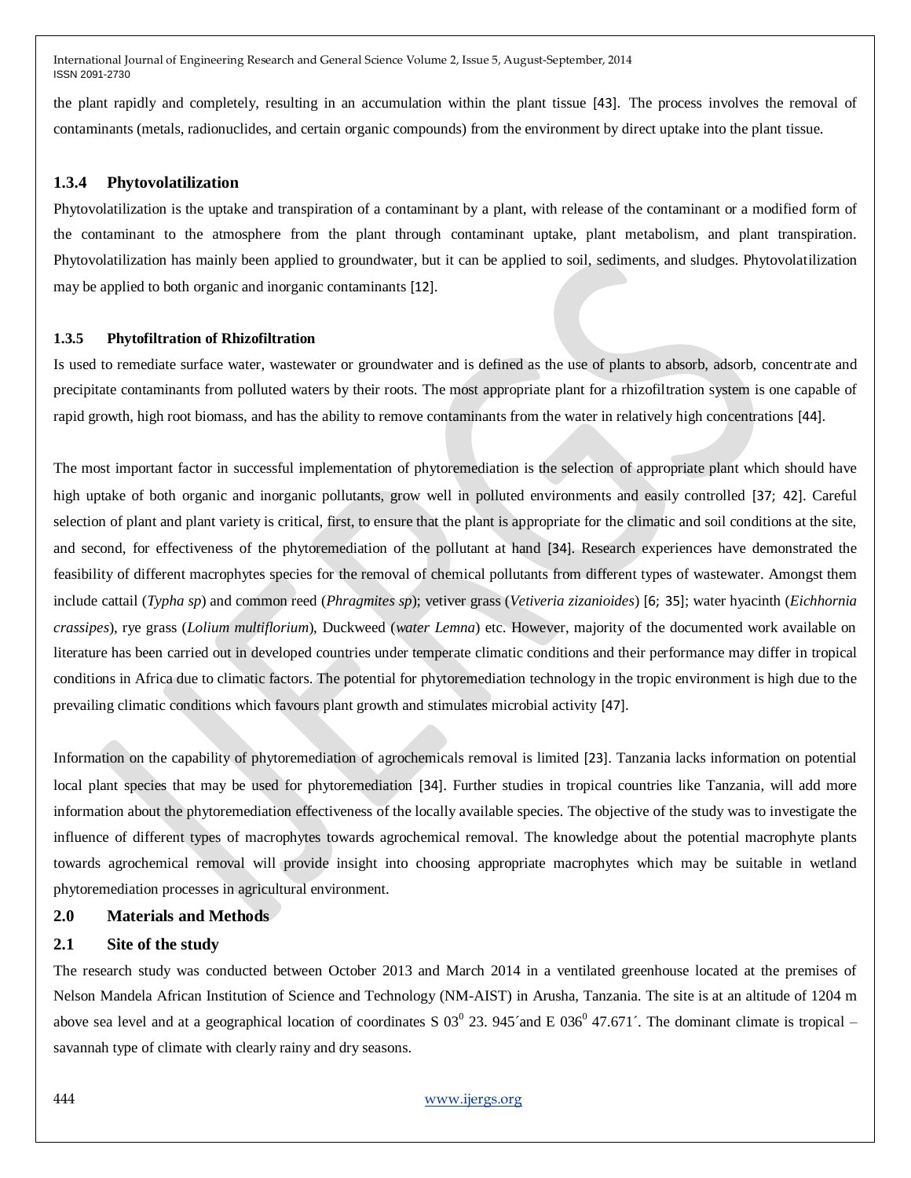the plant rapidly and completely, resulting in an accumulation within the plant tissue [43]. The process involves the removal of contaminants (metals, radionuclides, and certain organic compounds) from the environment by direct uptake into the plant tissue.

### 1.3.4 Phytovolatilization

Phytovolatilization is the uptake and transpiration of a contaminant by a plant, with release of the contaminant or a modified form of the contaminant to the atmosphere from the plant through contaminant uptake, plant metabolism, and plant transpiration. Phytovolatilization has mainly been applied to groundwater, but it can be applied to soil, sediments, and sludges. Phytovolatilization may be applied to both organic and inorganic contaminants [12].

#### 1.3.5 Phytofiltration of Rhizofiltration

Is used to remediate surface water, wastewater or groundwater and is defined as the use of plants to absorb, adsorb, concentrate and precipitate contaminants from polluted waters by their roots. The most appropriate plant for a rhizofiltration system is one capable of rapid growth, high root biomass, and has the ability to remove contaminants from the water in relatively high concentrations [44].

The most important factor in successful implementation of phytoremediation is the selection of appropriate plant which should have high uptake of both organic and inorganic pollutants, grow well in polluted environments and easily controlled [37; 42]. Careful selection of plant and plant variety is critical, first, to ensure that the plant is appropriate for the climatic and soil conditions at the site, and second, for effectiveness of the phytoremediation of the pollutant at hand [34]. Research experiences have demonstrated the feasibility of different macrophytes species for the removal of chemical pollutants from different types of wastewater. Amongst them include cattail (*Typha sp*) and common reed (*Phragmites sp*); vetiver grass (*Vetiveria zizanioides*) [6; 35]; water hyacinth (*Eichhornia crassipes*), rye grass (*Lolium multiflorium*), Duckweed (*water Lemna*) etc. However, majority of the documented work available on literature has been carried out in developed countries under temperate climatic conditions and their performance may differ in tropical conditions in Africa due to climatic factors. The potential for phytoremediation technology in the tropic environment is high due to the prevailing climatic conditions which favours plant growth and stimulates microbial activity [47].

Information on the capability of phytoremediation of agrochemicals removal is limited [23]. Tanzania lacks information on potential local plant species that may be used for phytoremediation [34]. Further studies in tropical countries like Tanzania, will add more information about the phytoremediation effectiveness of the locally available species. The objective of the study was to investigate the influence of different types of macrophytes towards agrochemical removal. The knowledge about the potential macrophyte plants towards agrochemical removal will provide insight into choosing appropriate macrophytes which may be suitable in wetland phytoremediation processes in agricultural environment.

## 2.0 Materials and Methods

### 2.1 Site of the study

The research study was conducted between October 2013 and March 2014 in a ventilated greenhouse located at the premises of Nelson Mandela African Institution of Science and Technology (NM-AIST) in Arusha, Tanzania. The site is at an altitude of 1204 m above sea level and at a geographical location of coordinates S $03^0$ 23. 945´and E $036^0$ 47.671´. The dominant climate is tropical – savannah type of climate with clearly rainy and dry seasons.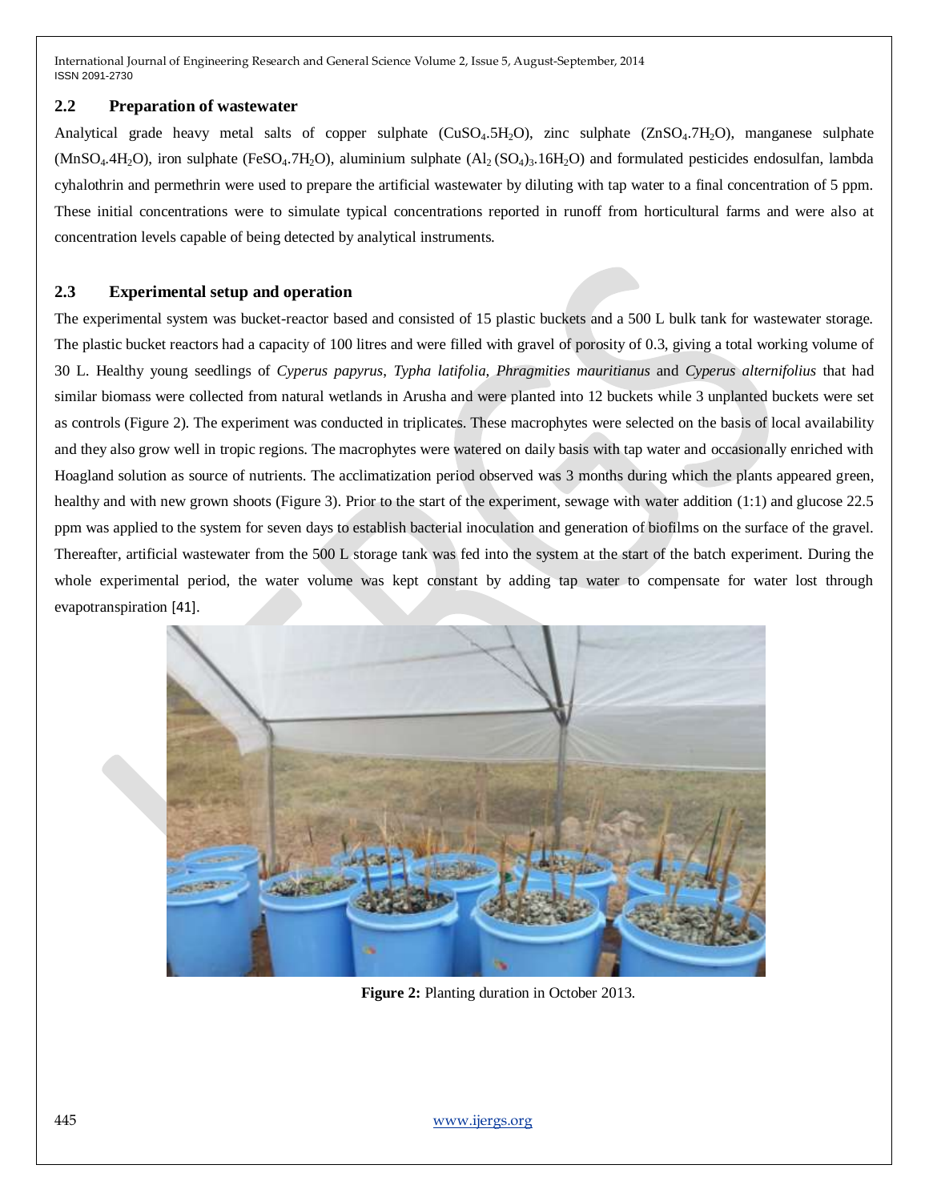## 2.2 Preparation of wastewater

Analytical grade heavy metal salts of copper sulphate ($CuSO_4.5H_2O$), zinc sulphate ($ZnSO_4.7H_2O$), manganese sulphate ($MnSO_4.4H_2O$), iron sulphate ($FeSO_4.7H_2O$), aluminium sulphate ($Al_2(SO_4)_3.16H_2O$) and formulated pesticides endosulfan, lambda cyhalothrin and permethrin were used to prepare the artificial wastewater by diluting with tap water to a final concentration of 5 ppm. These initial concentrations were to simulate typical concentrations reported in runoff from horticultural farms and were also at concentration levels capable of being detected by analytical instruments.

## 2.3 Experimental setup and operation

The experimental system was bucket-reactor based and consisted of 15 plastic buckets and a 500 L bulk tank for wastewater storage. The plastic bucket reactors had a capacity of 100 litres and were filled with gravel of porosity of 0.3, giving a total working volume of 30 L. Healthy young seedlings of *Cyperus papyrus*, *Typha latifolia*, *Phragmities mauritianus* and *Cyperus alternifolius* that had similar biomass were collected from natural wetlands in Arusha and were planted into 12 buckets while 3 unplanted buckets were set as controls (Figure 2). The experiment was conducted in triplicates. These macrophytes were selected on the basis of local availability and they also grow well in tropic regions. The macrophytes were watered on daily basis with tap water and occasionally enriched with Hoagland solution as source of nutrients. The acclimatization period observed was 3 months during which the plants appeared green, healthy and with new grown shoots (Figure 3). Prior to the start of the experiment, sewage with water addition (1:1) and glucose 22.5 ppm was applied to the system for seven days to establish bacterial inoculation and generation of biofilms on the surface of the gravel. Thereafter, artificial wastewater from the 500 L storage tank was fed into the system at the start of the batch experiment. During the whole experimental period, the water volume was kept constant by adding tap water to compensate for water lost through evapotranspiration [41].

**Figure 2:** Planting duration in October 2013.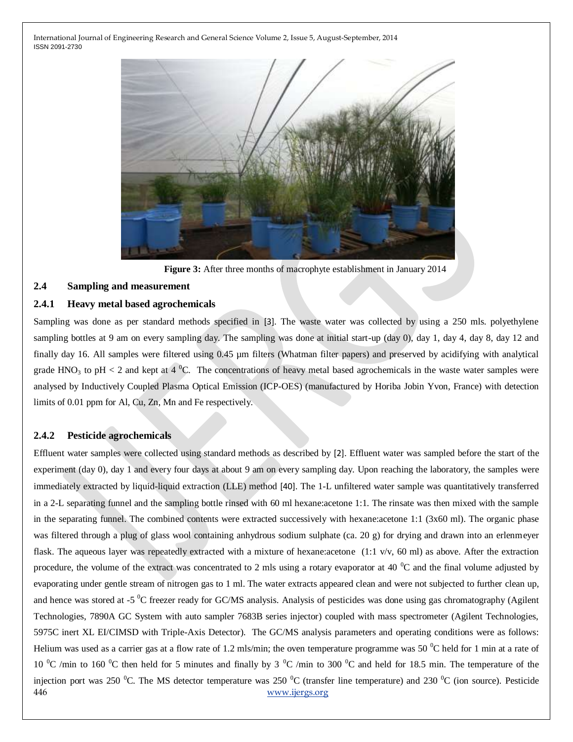**Figure 3:** After three months of macrophyte establishment in January 2014

### 2.4 Sampling and measurement

#### 2.4.1 Heavy metal based agrochemicals

Sampling was done as per standard methods specified in [3]. The waste water was collected by using a 250 mls. polyethylene sampling bottles at 9 am on every sampling day. The sampling was done at initial start-up (day 0), day 1, day 4, day 8, day 12 and finally day 16. All samples were filtered using 0.45 µm filters (Whatman filter papers) and preserved by acidifying with analytical grade $HNO_3$ to pH < 2 and kept at 4 $^0$C. The concentrations of heavy metal based agrochemicals in the waste water samples were analysed by Inductively Coupled Plasma Optical Emission (ICP-OES) (manufactured by Horiba Jobin Yvon, France) with detection limits of 0.01 ppm for Al, Cu, Zn, Mn and Fe respectively.

#### 2.4.2 Pesticide agrochemicals

Effluent water samples were collected using standard methods as described by [2]. Effluent water was sampled before the start of the experiment (day 0), day 1 and every four days at about 9 am on every sampling day. Upon reaching the laboratory, the samples were immediately extracted by liquid-liquid extraction (LLE) method [40]. The 1-L unfiltered water sample was quantitatively transferred in a 2-L separating funnel and the sampling bottle rinsed with 60 ml hexane:acetone 1:1. The rinsate was then mixed with the sample in the separating funnel. The combined contents were extracted successively with hexane:acetone 1:1 (3x60 ml). The organic phase was filtered through a plug of glass wool containing anhydrous sodium sulphate (ca. 20 g) for drying and drawn into an erlenmeyer flask. The aqueous layer was repeatedly extracted with a mixture of hexane:acetone (1:1 v/v, 60 ml) as above. After the extraction procedure, the volume of the extract was concentrated to 2 mls using a rotary evaporator at 40 $^0$C and the final volume adjusted by evaporating under gentle stream of nitrogen gas to 1 ml. The water extracts appeared clean and were not subjected to further clean up, and hence was stored at -5 $^0$C freezer ready for GC/MS analysis. Analysis of pesticides was done using gas chromatography (Agilent Technologies, 7890A GC System with auto sampler 7683B series injector) coupled with mass spectrometer (Agilent Technologies, 5975C inert XL EI/CIMSD with Triple-Axis Detector). The GC/MS analysis parameters and operating conditions were as follows: Helium was used as a carrier gas at a flow rate of 1.2 mls/min; the oven temperature programme was 50 $^0$C held for 1 min at a rate of 10 $^0$C /min to 160 $^0$C then held for 5 minutes and finally by 3 $^0$C /min to 300 $^0$C and held for 18.5 min. The temperature of the injection port was 250 $^0$C. The MS detector temperature was 250 $^0$C (transfer line temperature) and 230 $^0$C (ion source). Pesticide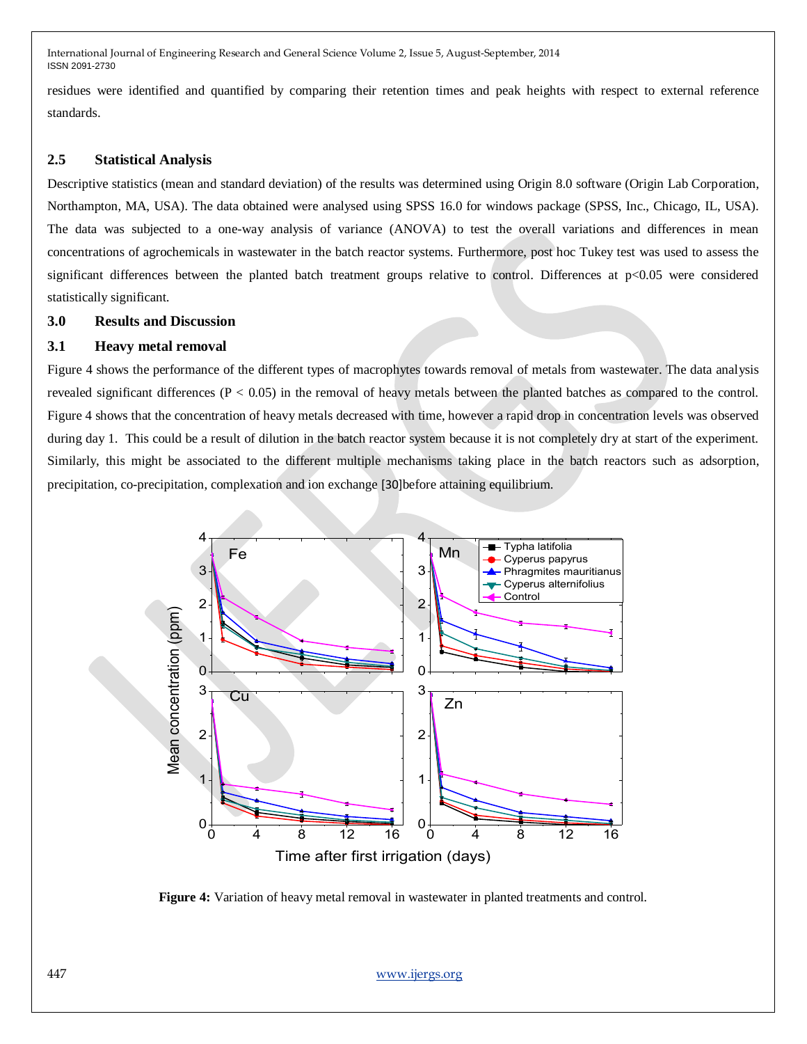residues were identified and quantified by comparing their retention times and peak heights with respect to external reference standards.

### 2.5 Statistical Analysis

Descriptive statistics (mean and standard deviation) of the results was determined using Origin 8.0 software (Origin Lab Corporation, Northampton, MA, USA). The data obtained were analysed using SPSS 16.0 for windows package (SPSS, Inc., Chicago, IL, USA). The data was subjected to a one-way analysis of variance (ANOVA) to test the overall variations and differences in mean concentrations of agrochemicals in wastewater in the batch reactor systems. Furthermore, post hoc Tukey test was used to assess the significant differences between the planted batch treatment groups relative to control. Differences at $p<0.05$ were considered statistically significant.

## 3.0 Results and Discussion

### 3.1 Heavy metal removal

Figure 4 shows the performance of the different types of macrophytes towards removal of metals from wastewater. The data analysis revealed significant differences ($P < 0.05$) in the removal of heavy metals between the planted batches as compared to the control. Figure 4 shows that the concentration of heavy metals decreased with time, however a rapid drop in concentration levels was observed during day 1. This could be a result of dilution in the batch reactor system because it is not completely dry at start of the experiment. Similarly, this might be associated to the different multiple mechanisms taking place in the batch reactors such as adsorption, precipitation, co-precipitation, complexation and ion exchange [30]before attaining equilibrium.

**Figure 4:** Variation of heavy metal removal in wastewater in planted treatments and control.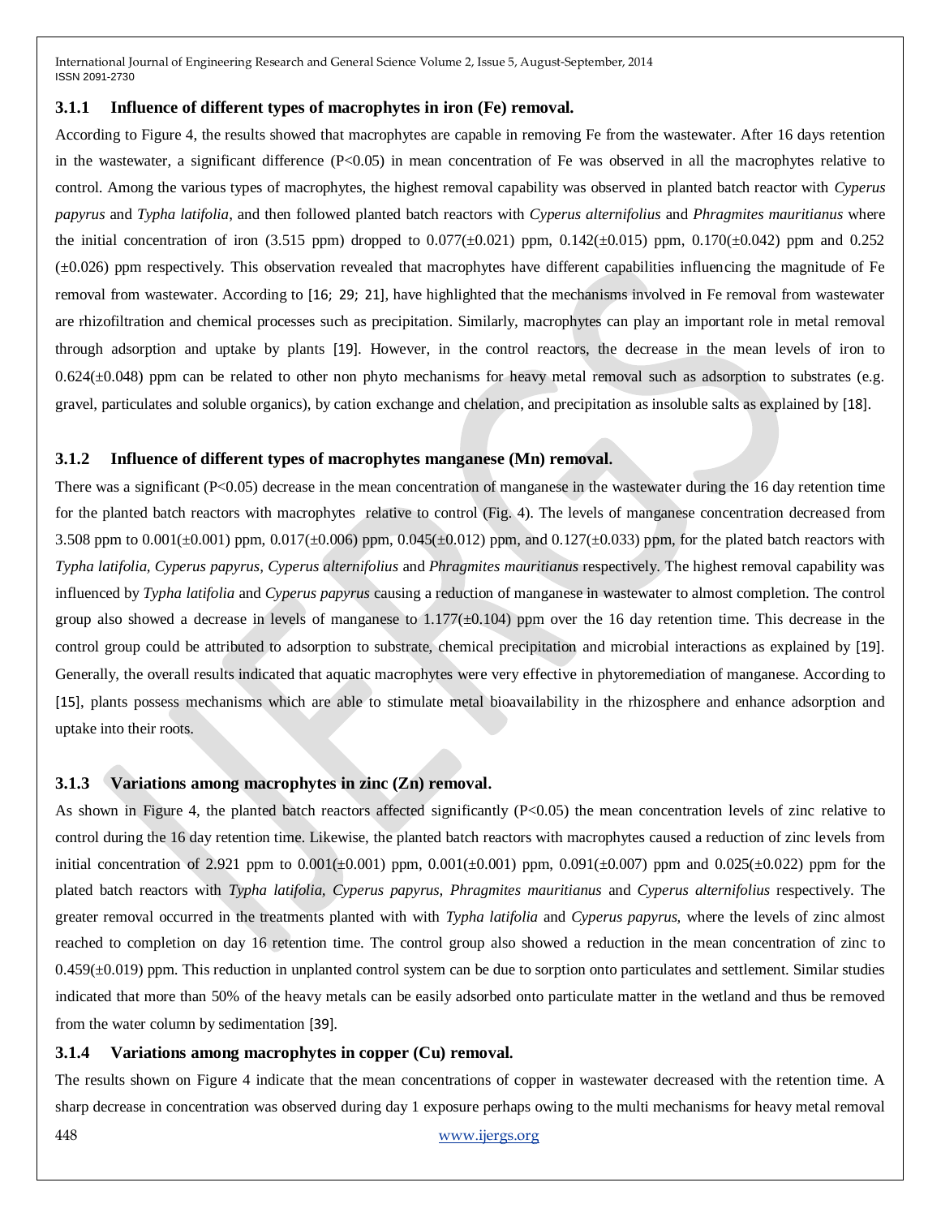### 3.1.1 Influence of different types of macrophytes in iron (Fe) removal.

According to Figure 4, the results showed that macrophytes are capable in removing Fe from the wastewater. After 16 days retention in the wastewater, a significant difference ($P<0.05$) in mean concentration of Fe was observed in all the macrophytes relative to control. Among the various types of macrophytes, the highest removal capability was observed in planted batch reactor with *Cyperus papyrus* and *Typha latifolia*, and then followed planted batch reactors with *Cyperus alternifolius* and *Phragmites mauritianus* where the initial concentration of iron (3.515 ppm) dropped to 0.077(±0.021) ppm, 0.142(±0.015) ppm, 0.170(±0.042) ppm and 0.252 (±0.026) ppm respectively. This observation revealed that macrophytes have different capabilities influencing the magnitude of Fe removal from wastewater. According to [16; 29; 21], have highlighted that the mechanisms involved in Fe removal from wastewater are rhizofiltration and chemical processes such as precipitation. Similarly, macrophytes can play an important role in metal removal through adsorption and uptake by plants [19]. However, in the control reactors, the decrease in the mean levels of iron to 0.624(±0.048) ppm can be related to other non phyto mechanisms for heavy metal removal such as adsorption to substrates (e.g. gravel, particulates and soluble organics), by cation exchange and chelation, and precipitation as insoluble salts as explained by [18].

### 3.1.2 Influence of different types of macrophytes manganese (Mn) removal.

There was a significant ($P<0.05$) decrease in the mean concentration of manganese in the wastewater during the 16 day retention time for the planted batch reactors with macrophytes relative to control (Fig. 4). The levels of manganese concentration decreased from 3.508 ppm to 0.001(±0.001) ppm, 0.017(±0.006) ppm, 0.045(±0.012) ppm, and 0.127(±0.033) ppm, for the plated batch reactors with *Typha latifolia, Cyperus papyrus, Cyperus alternifolius* and *Phragmites mauritianus* respectively. The highest removal capability was influenced by *Typha latifolia* and *Cyperus papyrus* causing a reduction of manganese in wastewater to almost completion. The control group also showed a decrease in levels of manganese to 1.177(±0.104) ppm over the 16 day retention time. This decrease in the control group could be attributed to adsorption to substrate, chemical precipitation and microbial interactions as explained by [19]. Generally, the overall results indicated that aquatic macrophytes were very effective in phytoremediation of manganese. According to [15], plants possess mechanisms which are able to stimulate metal bioavailability in the rhizosphere and enhance adsorption and uptake into their roots.

### 3.1.3 Variations among macrophytes in zinc (Zn) removal.

As shown in Figure 4, the planted batch reactors affected significantly ($P<0.05$) the mean concentration levels of zinc relative to control during the 16 day retention time. Likewise, the planted batch reactors with macrophytes caused a reduction of zinc levels from initial concentration of 2.921 ppm to 0.001(±0.001) ppm, 0.001(±0.001) ppm, 0.091(±0.007) ppm and 0.025(±0.022) ppm for the plated batch reactors with *Typha latifolia, Cyperus papyrus, Phragmites mauritianus* and *Cyperus alternifolius* respectively. The greater removal occurred in the treatments planted with with *Typha latifolia* and *Cyperus papyrus,* where the levels of zinc almost reached to completion on day 16 retention time. The control group also showed a reduction in the mean concentration of zinc to 0.459(±0.019) ppm. This reduction in unplanted control system can be due to sorption onto particulates and settlement. Similar studies indicated that more than 50% of the heavy metals can be easily adsorbed onto particulate matter in the wetland and thus be removed from the water column by sedimentation [39].

### 3.1.4 Variations among macrophytes in copper (Cu) removal.

The results shown on Figure 4 indicate that the mean concentrations of copper in wastewater decreased with the retention time. A sharp decrease in concentration was observed during day 1 exposure perhaps owing to the multi mechanisms for heavy metal removal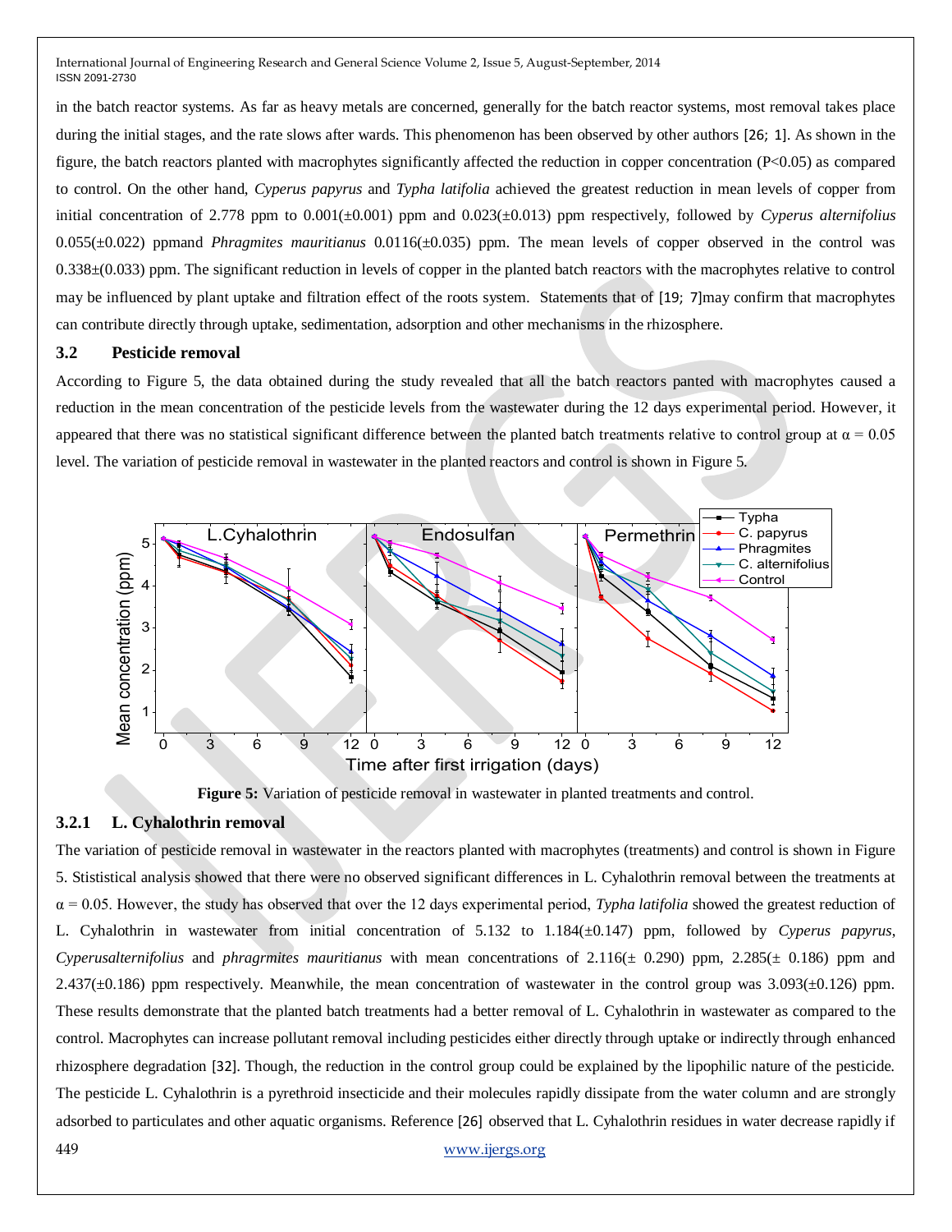in the batch reactor systems. As far as heavy metals are concerned, generally for the batch reactor systems, most removal takes place during the initial stages, and the rate slows after wards. This phenomenon has been observed by other authors [26; 1]. As shown in the figure, the batch reactors planted with macrophytes significantly affected the reduction in copper concentration ($P<0.05$) as compared to control. On the other hand, *Cyperus papyrus* and *Typha latifolia* achieved the greatest reduction in mean levels of copper from initial concentration of 2.778 ppm to 0.001(±0.001) ppm and 0.023(±0.013) ppm respectively, followed by *Cyperus alternifolius* 0.055(±0.022) ppmand *Phragmites mauritianus* 0.0116(±0.035) ppm. The mean levels of copper observed in the control was 0.338±(0.033) ppm. The significant reduction in levels of copper in the planted batch reactors with the macrophytes relative to control may be influenced by plant uptake and filtration effect of the roots system. Statements that of [19; 7]may confirm that macrophytes can contribute directly through uptake, sedimentation, adsorption and other mechanisms in the rhizosphere.

### 3.2 Pesticide removal

According to Figure 5, the data obtained during the study revealed that all the batch reactors panted with macrophytes caused a reduction in the mean concentration of the pesticide levels from the wastewater during the 12 days experimental period. However, it appeared that there was no statistical significant difference between the planted batch treatments relative to control group at $\alpha = 0.05$ level. The variation of pesticide removal in wastewater in the planted reactors and control is shown in Figure 5.

**Figure 5:** Variation of pesticide removal in wastewater in planted treatments and control.

#### 3.2.1 L. Cyhalothrin removal

The variation of pesticide removal in wastewater in the reactors planted with macrophytes (treatments) and control is shown in Figure 5. Stististical analysis showed that there were no observed significant differences in L. Cyhalothrin removal between the treatments at $\alpha = 0.05$. However, the study has observed that over the 12 days experimental period, *Typha latifolia* showed the greatest reduction of L. Cyhalothrin in wastewater from initial concentration of 5.132 to 1.184(±0.147) ppm, followed by *Cyperus papyrus*, *Cyperusalternifolius* and *phragrmites mauritianus* with mean concentrations of 2.116(± 0.290) ppm, 2.285(± 0.186) ppm and 2.437(±0.186) ppm respectively. Meanwhile, the mean concentration of wastewater in the control group was 3.093(±0.126) ppm. These results demonstrate that the planted batch treatments had a better removal of L. Cyhalothrin in wastewater as compared to the control. Macrophytes can increase pollutant removal including pesticides either directly through uptake or indirectly through enhanced rhizosphere degradation [32]. Though, the reduction in the control group could be explained by the lipophilic nature of the pesticide. The pesticide L. Cyhalothrin is a pyrethroid insecticide and their molecules rapidly dissipate from the water column and are strongly adsorbed to particulates and other aquatic organisms. Reference [26] observed that L. Cyhalothrin residues in water decrease rapidly if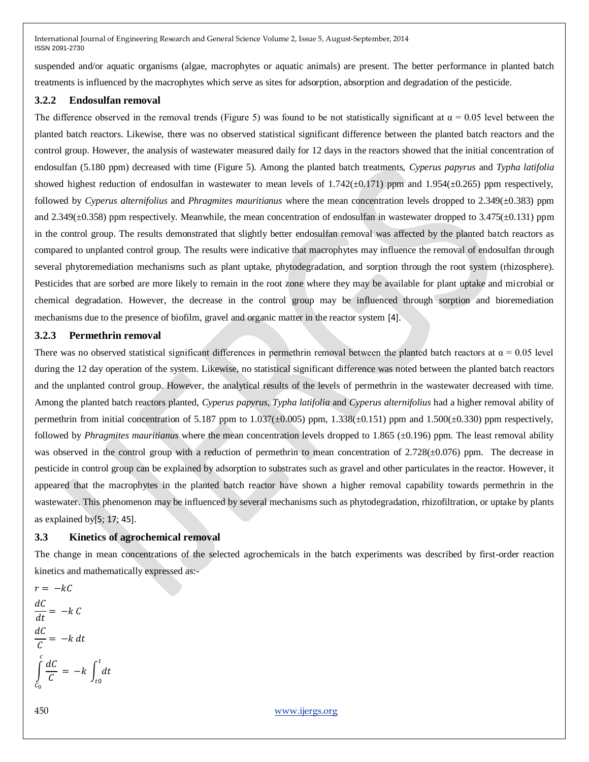suspended and/or aquatic organisms (algae, macrophytes or aquatic animals) are present. The better performance in planted batch treatments is influenced by the macrophytes which serve as sites for adsorption, absorption and degradation of the pesticide.

### 3.2.2 Endosulfan removal

The difference observed in the removal trends (Figure 5) was found to be not statistically significant at $\alpha = 0.05$ level between the planted batch reactors. Likewise, there was no observed statistical significant difference between the planted batch reactors and the control group. However, the analysis of wastewater measured daily for 12 days in the reactors showed that the initial concentration of endosulfan (5.180 ppm) decreased with time (Figure 5). Among the planted batch treatments, *Cyperus papyrus* and *Typha latifolia* showed highest reduction of endosulfan in wastewater to mean levels of 1.742(±0.171) ppm and 1.954(±0.265) ppm respectively, followed by *Cyperus alternifolius* and *Phragmites mauritianus* where the mean concentration levels dropped to 2.349(±0.383) ppm and 2.349(±0.358) ppm respectively. Meanwhile, the mean concentration of endosulfan in wastewater dropped to 3.475(±0.131) ppm in the control group. The results demonstrated that slightly better endosulfan removal was affected by the planted batch reactors as compared to unplanted control group. The results were indicative that macrophytes may influence the removal of endosulfan through several phytoremediation mechanisms such as plant uptake, phytodegradation, and sorption through the root system (rhizosphere). Pesticides that are sorbed are more likely to remain in the root zone where they may be available for plant uptake and microbial or chemical degradation. However, the decrease in the control group may be influenced through sorption and bioremediation mechanisms due to the presence of biofilm, gravel and organic matter in the reactor system [4].

### 3.2.3 Permethrin removal

There was no observed statistical significant differences in permethrin removal between the planted batch reactors at $\alpha = 0.05$ level during the 12 day operation of the system. Likewise, no statistical significant difference was noted between the planted batch reactors and the unplanted control group. However, the analytical results of the levels of permethrin in the wastewater decreased with time. Among the planted batch reactors planted, *Cyperus papyrus*, *Typha latifolia* and *Cyperus alternifolius* had a higher removal ability of permethrin from initial concentration of 5.187 ppm to 1.037(±0.005) ppm, 1.338(±0.151) ppm and 1.500(±0.330) ppm respectively, followed by *Phragmites mauritianus* where the mean concentration levels dropped to 1.865 (±0.196) ppm. The least removal ability was observed in the control group with a reduction of permethrin to mean concentration of 2.728(±0.076) ppm. The decrease in pesticide in control group can be explained by adsorption to substrates such as gravel and other particulates in the reactor. However, it appeared that the macrophytes in the planted batch reactor have shown a higher removal capability towards permethrin in the wastewater. This phenomenon may be influenced by several mechanisms such as phytodegradation, rhizofiltration, or uptake by plants as explained by[5; 17; 45].

## 3.3 Kinetics of agrochemical removal

The change in mean concentrations of the selected agrochemicals in the batch experiments was described by first-order reaction kinetics and mathematically expressed as:-

$$r = -kC$$

$$\frac{dC}{dt} = -k\,C$$

$$\frac{dC}{C} = -k\,dt$$

$$\int_{C_0}^{c} \frac{dC}{C} = -k \int_{t0}^{t} dt$$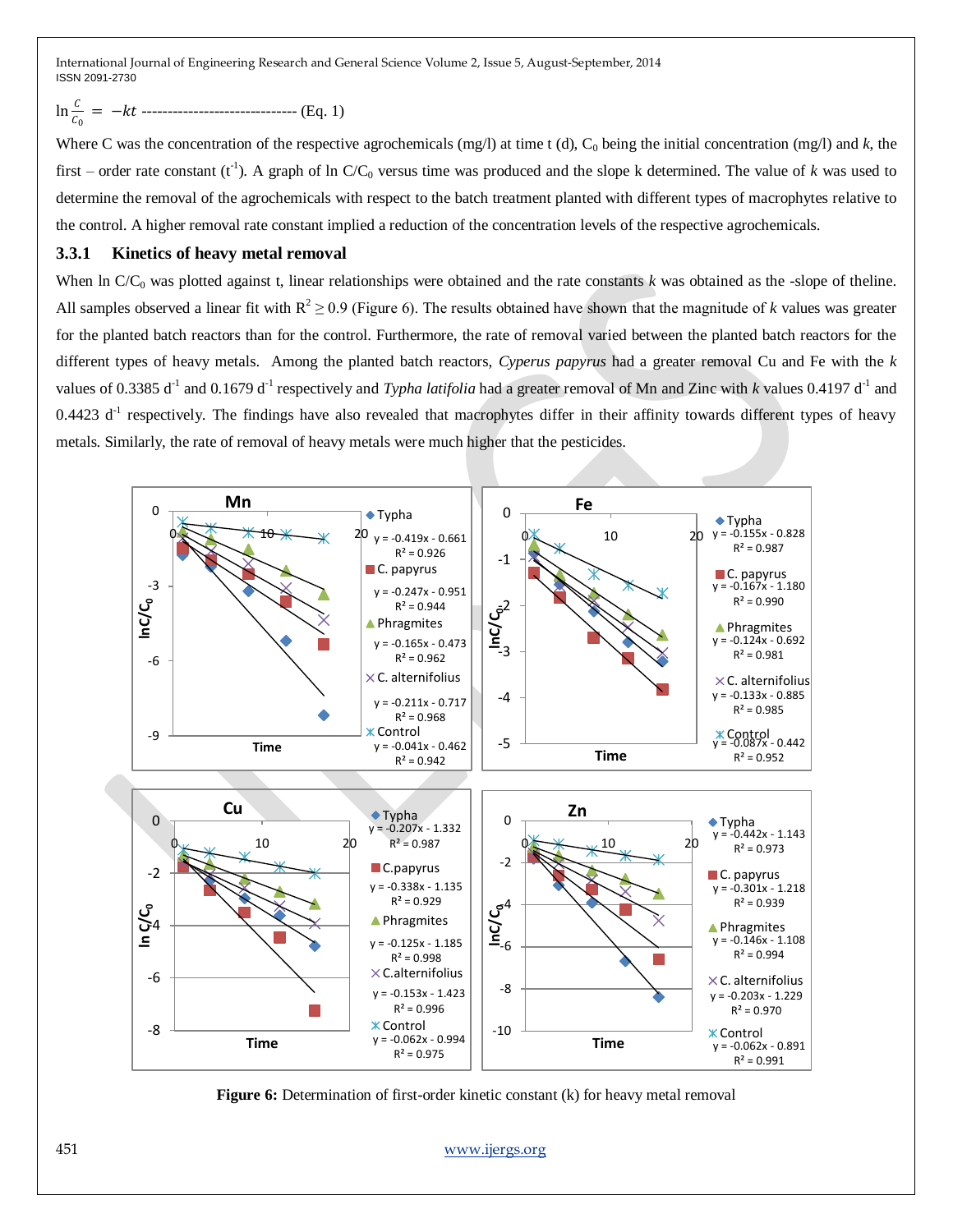$$\ln\frac{C}{C_0} = -kt \text{ ------------------------------ (Eq. 1)}$$

Where C was the concentration of the respective agrochemicals (mg/l) at time t (d), $C_0$ being the initial concentration (mg/l) and $k$, the first – order rate constant ($t^{-1}$). A graph of ln $C/C_0$ versus time was produced and the slope k determined. The value of $k$ was used to determine the removal of the agrochemicals with respect to the batch treatment planted with different types of macrophytes relative to the control. A higher removal rate constant implied a reduction of the concentration levels of the respective agrochemicals.

### 3.3.1 Kinetics of heavy metal removal

When ln $C/C_0$ was plotted against t, linear relationships were obtained and the rate constants $k$ was obtained as the -slope of theline. All samples observed a linear fit with $R^2 \geq 0.9$ (Figure 6). The results obtained have shown that the magnitude of $k$ values was greater for the planted batch reactors than for the control. Furthermore, the rate of removal varied between the planted batch reactors for the different types of heavy metals. Among the planted batch reactors, *Cyperus papyrus* had a greater removal Cu and Fe with the $k$ values of 0.3385 $d^{-1}$ and 0.1679 $d^{-1}$ respectively and *Typha latifolia* had a greater removal of Mn and Zinc with $k$ values 0.4197 $d^{-1}$ and 0.4423 $d^{-1}$ respectively. The findings have also revealed that macrophytes differ in their affinity towards different types of heavy metals. Similarly, the rate of removal of heavy metals were much higher that the pesticides.

**Figure 6:** Determination of first-order kinetic constant (k) for heavy metal removal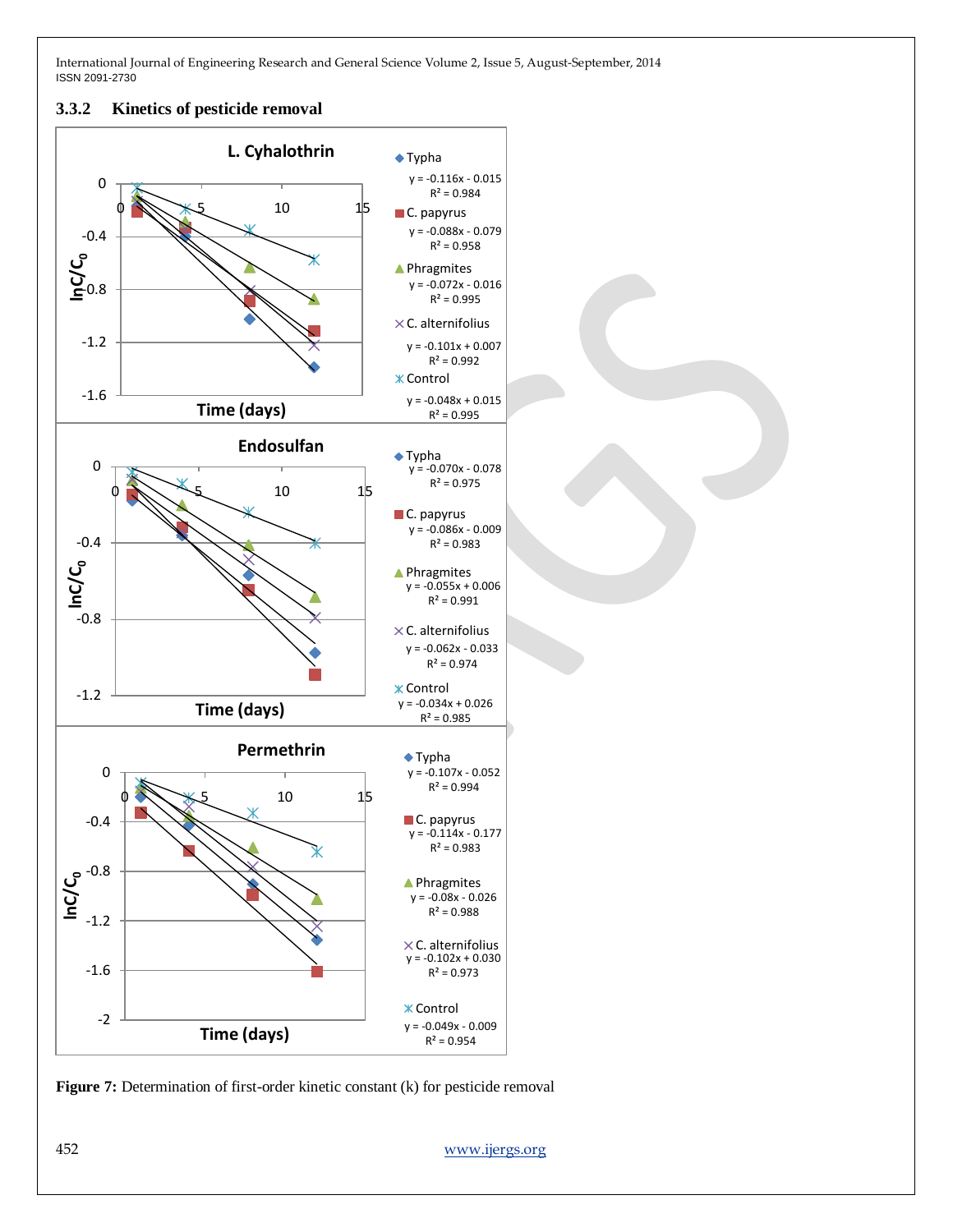### 3.3.2 Kinetics of pesticide removal

**L. Cyhalothrin**

- Typha: $y = -0.116x - 0.015$, $R^2 = 0.984$
- C. papyrus: $y = -0.088x - 0.079$, $R^2 = 0.958$
- Phragmites: $y = -0.072x - 0.016$, $R^2 = 0.995$
- C. alternifolius: $y = -0.101x + 0.007$, $R^2 = 0.992$
- Control: $y = -0.048x + 0.015$, $R^2 = 0.995$

**Endosulfan**

- Typha: $y = -0.070x - 0.078$, $R^2 = 0.975$
- C. papyrus: $y = -0.086x - 0.009$, $R^2 = 0.983$
- Phragmites: $y = -0.055x + 0.006$, $R^2 = 0.991$
- C. alternifolius: $y = -0.062x - 0.033$, $R^2 = 0.974$
- Control: $y = -0.034x + 0.026$, $R^2 = 0.985$

**Permethrin**

- Typha: $y = -0.107x - 0.052$, $R^2 = 0.994$
- C. papyrus: $y = -0.114x - 0.177$, $R^2 = 0.983$
- Phragmites: $y = -0.08x - 0.026$, $R^2 = 0.988$
- C. alternifolius: $y = -0.102x + 0.030$, $R^2 = 0.973$
- Control: $y = -0.049x - 0.009$, $R^2 = 0.954$

(Axes: $\ln C/C_0$ vs. Time (days))

**Figure 7:** Determination of first-order kinetic constant (k) for pesticide removal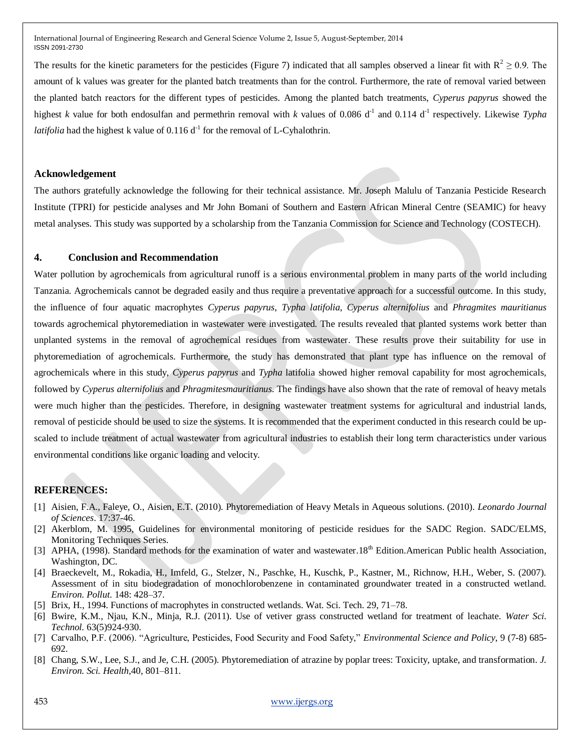The results for the kinetic parameters for the pesticides (Figure 7) indicated that all samples observed a linear fit with $R^2 \geq 0.9$. The amount of k values was greater for the planted batch treatments than for the control. Furthermore, the rate of removal varied between the planted batch reactors for the different types of pesticides. Among the planted batch treatments, *Cyperus papyrus* showed the highest *k* value for both endosulfan and permethrin removal with *k* values of 0.086 $d^{-1}$ and 0.114 $d^{-1}$ respectively. Likewise *Typha latifolia* had the highest k value of 0.116 $d^{-1}$ for the removal of L-Cyhalothrin.

### Acknowledgement

The authors gratefully acknowledge the following for their technical assistance. Mr. Joseph Malulu of Tanzania Pesticide Research Institute (TPRI) for pesticide analyses and Mr John Bomani of Southern and Eastern African Mineral Centre (SEAMIC) for heavy metal analyses. This study was supported by a scholarship from the Tanzania Commission for Science and Technology (COSTECH).

## 4. Conclusion and Recommendation

Water pollution by agrochemicals from agricultural runoff is a serious environmental problem in many parts of the world including Tanzania. Agrochemicals cannot be degraded easily and thus require a preventative approach for a successful outcome. In this study, the influence of four aquatic macrophytes *Cyperus papyrus*, *Typha latifolia*, *Cyperus alternifolius* and *Phragmites mauritianus* towards agrochemical phytoremediation in wastewater were investigated. The results revealed that planted systems work better than unplanted systems in the removal of agrochemical residues from wastewater. These results prove their suitability for use in phytoremediation of agrochemicals. Furthermore, the study has demonstrated that plant type has influence on the removal of agrochemicals where in this study, *Cyperus papyrus* and *Typha* latifolia showed higher removal capability for most agrochemicals, followed by *Cyperus alternifolius* and *Phragmitesmauritianus*. The findings have also shown that the rate of removal of heavy metals were much higher than the pesticides. Therefore, in designing wastewater treatment systems for agricultural and industrial lands, removal of pesticide should be used to size the systems. It is recommended that the experiment conducted in this research could be up-scaled to include treatment of actual wastewater from agricultural industries to establish their long term characteristics under various environmental conditions like organic loading and velocity.

## REFERENCES:

[1] Aisien, F.A., Faleye, O., Aisien, E.T. (2010). Phytoremediation of Heavy Metals in Aqueous solutions. (2010). *Leonardo Journal of Sciences*. 17:37-46.

[2] Akerblom, M. 1995, Guidelines for environmental monitoring of pesticide residues for the SADC Region. SADC/ELMS, Monitoring Techniques Series.

[3] APHA, (1998). Standard methods for the examination of water and wastewater.18th Edition.American Public health Association, Washington, DC.

[4] Braeckevelt, M., Rokadia, H., Imfeld, G., Stelzer, N., Paschke, H., Kuschk, P., Kastner, M., Richnow, H.H., Weber, S. (2007). Assessment of in situ biodegradation of monochlorobenzene in contaminated groundwater treated in a constructed wetland. *Environ. Pollut.* 148: 428–37.

[5] Brix, H., 1994. Functions of macrophytes in constructed wetlands. Wat. Sci. Tech. 29, 71–78.

[6] Bwire, K.M., Njau, K.N., Minja, R.J. (2011). Use of vetiver grass constructed wetland for treatment of leachate. *Water Sci. Technol.* 63(5)924-930.

[7] Carvalho, P.F. (2006). "Agriculture, Pesticides, Food Security and Food Safety," *Environmental Science and Policy*, 9 (7-8) 685-692.

[8] Chang, S.W., Lee, S.J., and Je, C.H. (2005). Phytoremediation of atrazine by poplar trees: Toxicity, uptake, and transformation. *J. Environ. Sci. Health*,40, 801–811.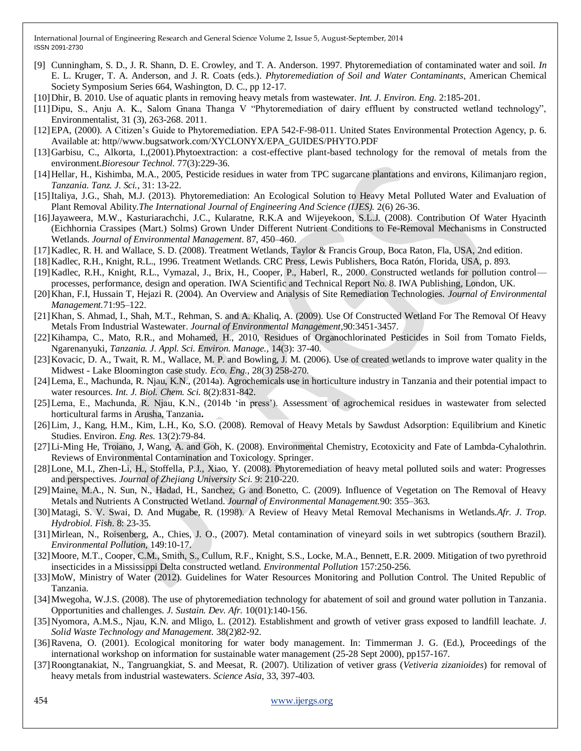[9] Cunningham, S. D., J. R. Shann, D. E. Crowley, and T. A. Anderson. 1997. Phytoremediation of contaminated water and soil. *In* E. L. Kruger, T. A. Anderson, and J. R. Coats (eds.). *Phytoremediation of Soil and Water Contaminants*, American Chemical Society Symposium Series 664, Washington, D. C., pp 12-17.

[10] Dhir, B. 2010. Use of aquatic plants in removing heavy metals from wastewater. *Int. J. Environ. Eng.* 2:185-201.

[11] Dipu, S., Anju A. K., Salom Gnana Thanga V "Phytoremediation of dairy effluent by constructed wetland technology", Environmentalist, 31 (3), 263-268. 2011.

[12] EPA, (2000). A Citizen's Guide to Phytoremediation. EPA 542-F-98-011. United States Environmental Protection Agency, p. 6. Available at: http//www.bugsatwork.com/XYCLONYX/EPA_GUIDES/PHYTO.PDF

[13] Garbisu, C., Alkorta, I.,(2001).Phytoextraction: a cost-effective plant-based technology for the removal of metals from the environment.*Bioresour Technol.* 77(3):229-36.

[14] Hellar, H., Kishimba, M.A., 2005, Pesticide residues in water from TPC sugarcane plantations and environs, Kilimanjaro region, *Tanzania. Tanz. J. Sci.*, 31: 13-22.

[15] Italiya, J.G., Shah, M.J. (2013). Phytoremediation: An Ecological Solution to Heavy Metal Polluted Water and Evaluation of Plant Removal Ability.*The International Journal of Engineering And Science (IJES).* 2(6) 26-36.

[16] Jayaweera, M.W., Kasturiarachchi, J.C., Kularatne, R.K.A and Wijeyekoon, S.L.J. (2008). Contribution Of Water Hyacinth (Eichhornia Crassipes (Mart.) Solms) Grown Under Different Nutrient Conditions to Fe-Removal Mechanisms in Constructed Wetlands. *Journal of Environmental Management*. 87, 450–460.

[17] Kadlec, R. H. and Wallace, S. D. (2008). Treatment Wetlands, Taylor & Francis Group, Boca Raton, Fla, USA, 2nd edition.

[18] Kadlec, R.H., Knight, R.L., 1996. Treatment Wetlands. CRC Press, Lewis Publishers, Boca Ratón, Florida, USA, p. 893.

[19] Kadlec, R.H., Knight, R.L., Vymazal, J., Brix, H., Cooper, P., Haberl, R., 2000. Constructed wetlands for pollution control—processes, performance, design and operation. IWA Scientific and Technical Report No. 8. IWA Publishing, London, UK.

[20] Khan, F.I, Hussain T, Hejazi R. (2004). An Overview and Analysis of Site Remediation Technologies. *Journal of Environmental Management.*71:95–122.

[21] Khan, S. Ahmad, I., Shah, M.T., Rehman, S. and A. Khaliq, A. (2009). Use Of Constructed Wetland For The Removal Of Heavy Metals From Industrial Wastewater. *Journal of Environmental Management,*90:3451-3457.

[22] Kihampa, C., Mato, R.R., and Mohamed, H., 2010, Residues of Organochlorinated Pesticides in Soil from Tomato Fields, Ngarenanyuki, *Tanzania. J. Appl. Sci. Environ. Manage.*, 14(3): 37-40.

[23] Kovacic, D. A., Twait, R. M., Wallace, M. P. and Bowling, J. M. (2006). Use of created wetlands to improve water quality in the Midwest - Lake Bloomington case study. *Eco. Eng.*, 28(3) 258-270.

[24] Lema, E., Machunda, R. Njau, K.N., (2014a). Agrochemicals use in horticulture industry in Tanzania and their potential impact to water resources. *Int. J. Biol. Chem. Sci.* 8(2):831-842.

[25] Lema, E., Machunda, R. Njau, K.N., (2014b 'in press'). Assessment of agrochemical residues in wastewater from selected horticultural farms in Arusha, Tanzania**.**

[26] Lim, J., Kang, H.M., Kim, L.H., Ko, S.O. (2008). Removal of Heavy Metals by Sawdust Adsorption: Equilibrium and Kinetic Studies. Environ. *Eng. Res.* 13(2):79-84.

[27] Li-Ming He, Troiano, J, Wang, A. and Goh, K. (2008). Environmental Chemistry, Ecotoxicity and Fate of Lambda-Cyhalothrin. Reviews of Environmental Contamination and Toxicology. Springer.

[28] Lone, M.I., Zhen-Li, H., Stoffella, P.J., Xiao, Y. (2008). Phytoremediation of heavy metal polluted soils and water: Progresses and perspectives. *Journal of Zhejiang University Sci.* 9: 210-220.

[29] Maine, M.A., N. Sun, N., Hadad, H., Sanchez, G and Bonetto, C. (2009). Influence of Vegetation on The Removal of Heavy Metals and Nutrients A Constructed Wetland. *Journal of Environmental Management.*90: 355–363.

[30] Matagi, S. V. Swai, D. And Mugabe, R. (1998). A Review of Heavy Metal Removal Mechanisms in Wetlands.*Afr. J. Trop. Hydrobiol. Fish.* 8: 23-35.

[31] Mirlean, N., Roisenberg, A., Chies, J. O., (2007). Metal contamination of vineyard soils in wet subtropics (southern Brazil). *Environmental Pollution,* 149:10-17.

[32] Moore, M.T., Cooper, C.M., Smith, S., Cullum, R.F., Knight, S.S., Locke, M.A., Bennett, E.R. 2009. Mitigation of two pyrethroid insecticides in a Mississippi Delta constructed wetland. *Environmental Pollution* 157:250-256.

[33] MoW, Ministry of Water (2012). Guidelines for Water Resources Monitoring and Pollution Control. The United Republic of Tanzania.

[34] Mwegoha, W.J.S. (2008). The use of phytoremediation technology for abatement of soil and ground water pollution in Tanzania. Opportunities and challenges. *J. Sustain. Dev. Afr.* 10(01):140-156.

[35] Nyomora, A.M.S., Njau, K.N. and Mligo, L. (2012). Establishment and growth of vetiver grass exposed to landfill leachate. *J. Solid Waste Technology and Management.* 38(2)82-92.

[36] Ravena, O. (2001). Ecological monitoring for water body management. In: Timmerman J. G. (Ed.), Proceedings of the international workshop on information for sustainable water management (25-28 Sept 2000), pp157-167.

[37] Roongtanakiat, N., Tangruangkiat, S. and Meesat, R. (2007). Utilization of vetiver grass (*Vetiveria zizanioides*) for removal of heavy metals from industrial wastewaters. *Science Asia,* 33, 397-403.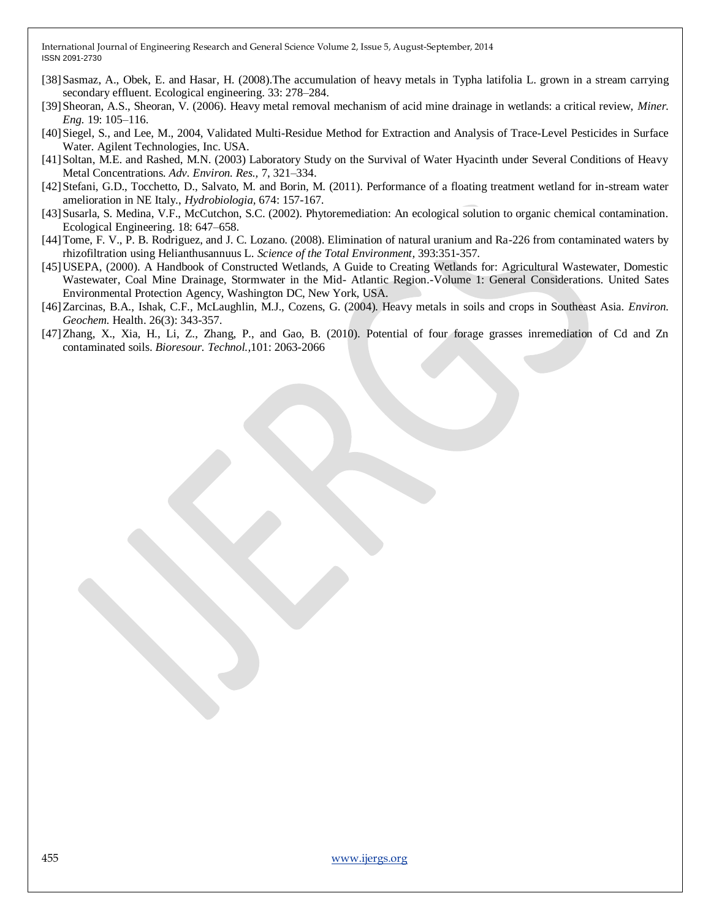[38] Sasmaz, A., Obek, E. and Hasar, H. (2008).The accumulation of heavy metals in Typha latifolia L. grown in a stream carrying secondary effluent. Ecological engineering. 33: 278–284.

[39] Sheoran, A.S., Sheoran, V. (2006). Heavy metal removal mechanism of acid mine drainage in wetlands: a critical review, *Miner. Eng.* 19: 105–116.

[40] Siegel, S., and Lee, M., 2004, Validated Multi-Residue Method for Extraction and Analysis of Trace-Level Pesticides in Surface Water. Agilent Technologies, Inc. USA.

[41] Soltan, M.E. and Rashed, M.N. (2003) Laboratory Study on the Survival of Water Hyacinth under Several Conditions of Heavy Metal Concentrations. *Adv. Environ. Res.*, 7, 321–334.

[42] Stefani, G.D., Tocchetto, D., Salvato, M. and Borin, M. (2011). Performance of a floating treatment wetland for in-stream water amelioration in NE Italy., *Hydrobiologia*, 674: 157-167.

[43] Susarla, S. Medina, V.F., McCutchon, S.C. (2002). Phytoremediation: An ecological solution to organic chemical contamination. Ecological Engineering. 18: 647–658.

[44] Tome, F. V., P. B. Rodriguez, and J. C. Lozano. (2008). Elimination of natural uranium and Ra-226 from contaminated waters by rhizofiltration using Helianthusannuus L. *Science of the Total Environment*, 393:351-357.

[45] USEPA, (2000). A Handbook of Constructed Wetlands, A Guide to Creating Wetlands for: Agricultural Wastewater, Domestic Wastewater, Coal Mine Drainage, Stormwater in the Mid- Atlantic Region.-Volume 1: General Considerations. United Sates Environmental Protection Agency, Washington DC, New York, USA.

[46] Zarcinas, B.A., Ishak, C.F., McLaughlin, M.J., Cozens, G. (2004). Heavy metals in soils and crops in Southeast Asia. *Environ. Geochem.* Health. 26(3): 343-357.

[47] Zhang, X., Xia, H., Li, Z., Zhang, P., and Gao, B. (2010). Potential of four forage grasses inremediation of Cd and Zn contaminated soils. *Bioresour. Technol.*,101: 2063-2066